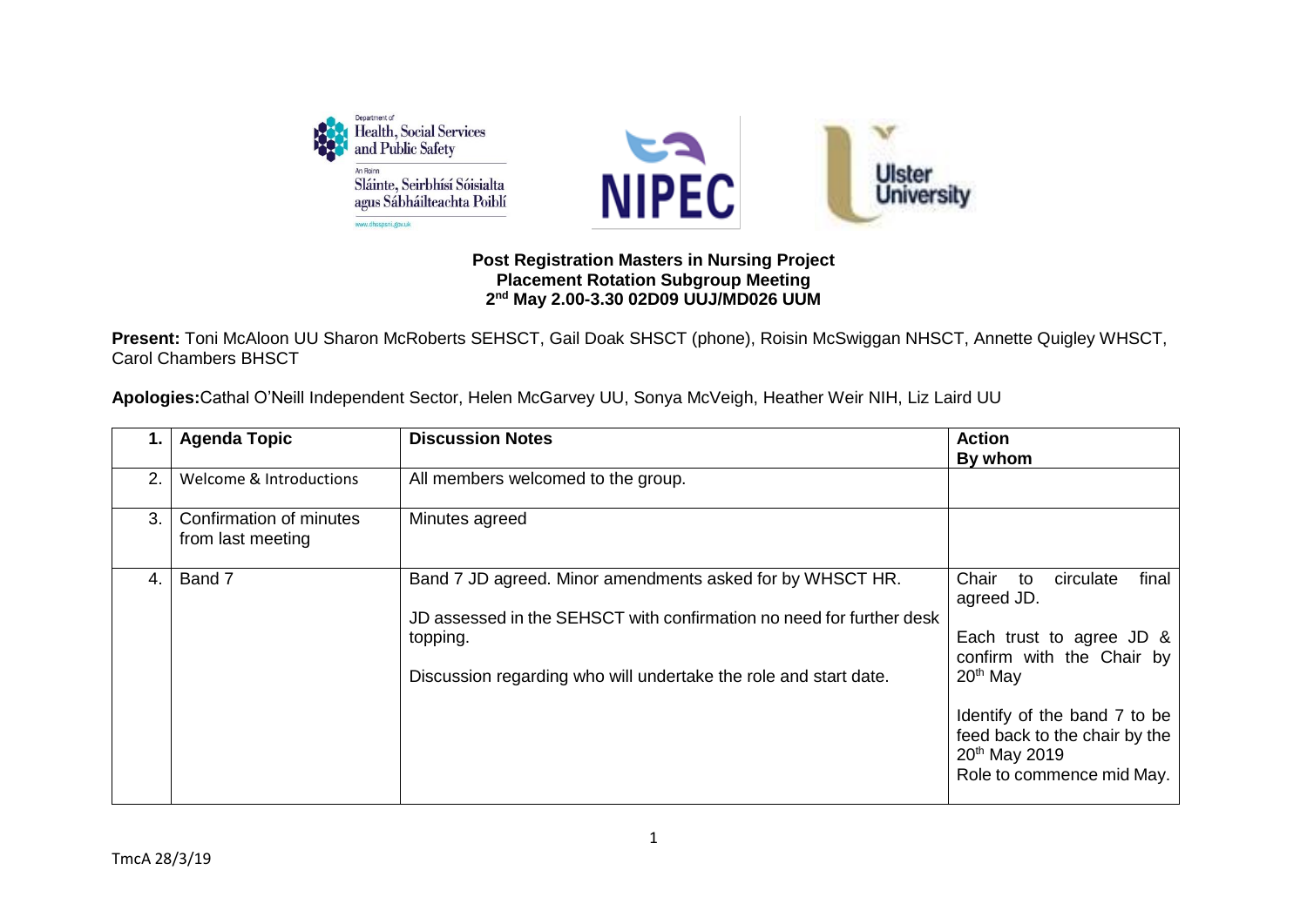**Post Registration Masters in Nursing Project**
**Placement Rotation Subgroup Meeting**
**2nd May 2.00-3.30 02D09 UUJ/MD026 UUM**

**Present:** Toni McAloon UU Sharon McRoberts SEHSCT, Gail Doak SHSCT (phone), Roisin McSwiggan NHSCT, Annette Quigley WHSCT, Carol Chambers BHSCT

**Apologies:** Cathal O'Neill Independent Sector, Helen McGarvey UU, Sonya McVeigh, Heather Weir NIH, Liz Laird UU

| 1. | Agenda Topic | Discussion Notes | Action By whom |
|---|---|---|---|
| 2. | Welcome & Introductions | All members welcomed to the group. | |
| 3. | Confirmation of minutes from last meeting | Minutes agreed | |
| 4. | Band 7 | Band 7 JD agreed. Minor amendments asked for by WHSCT HR.<br><br>JD assessed in the SEHSCT with confirmation no need for further desk topping.<br><br>Discussion regarding who will undertake the role and start date. | Chair to circulate final agreed JD.<br><br>Each trust to agree JD & confirm with the Chair by 20th May<br><br>Identify of the band 7 to be feed back to the chair by the 20th May 2019<br>Role to commence mid May. |

TmcA 28/3/19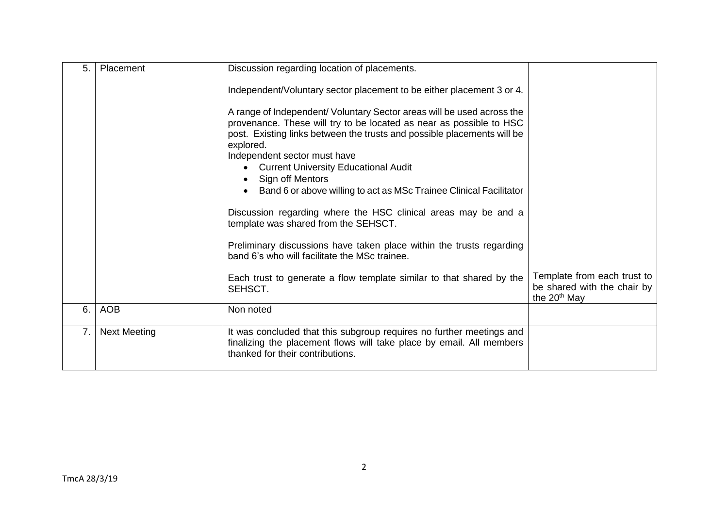| | | | |
|---|---|---|---|
| 5. | Placement | Discussion regarding location of placements.<br><br>Independent/Voluntary sector placement to be either placement 3 or 4.<br><br>A range of Independent/ Voluntary Sector areas will be used across the provenance. These will try to be located as near as possible to HSC post. Existing links between the trusts and possible placements will be explored.<br>Independent sector must have<br>• Current University Educational Audit<br>• Sign off Mentors<br>• Band 6 or above willing to act as MSc Trainee Clinical Facilitator<br><br>Discussion regarding where the HSC clinical areas may be and a template was shared from the SEHSCT.<br><br>Preliminary discussions have taken place within the trusts regarding band 6's who will facilitate the MSc trainee.<br><br>Each trust to generate a flow template similar to that shared by the SEHSCT. | Template from each trust to be shared with the chair by the 20th May |
| 6. | AOB | Non noted | |
| 7. | Next Meeting | It was concluded that this subgroup requires no further meetings and finalizing the placement flows will take place by email. All members thanked for their contributions. | |

TmcA 28/3/19